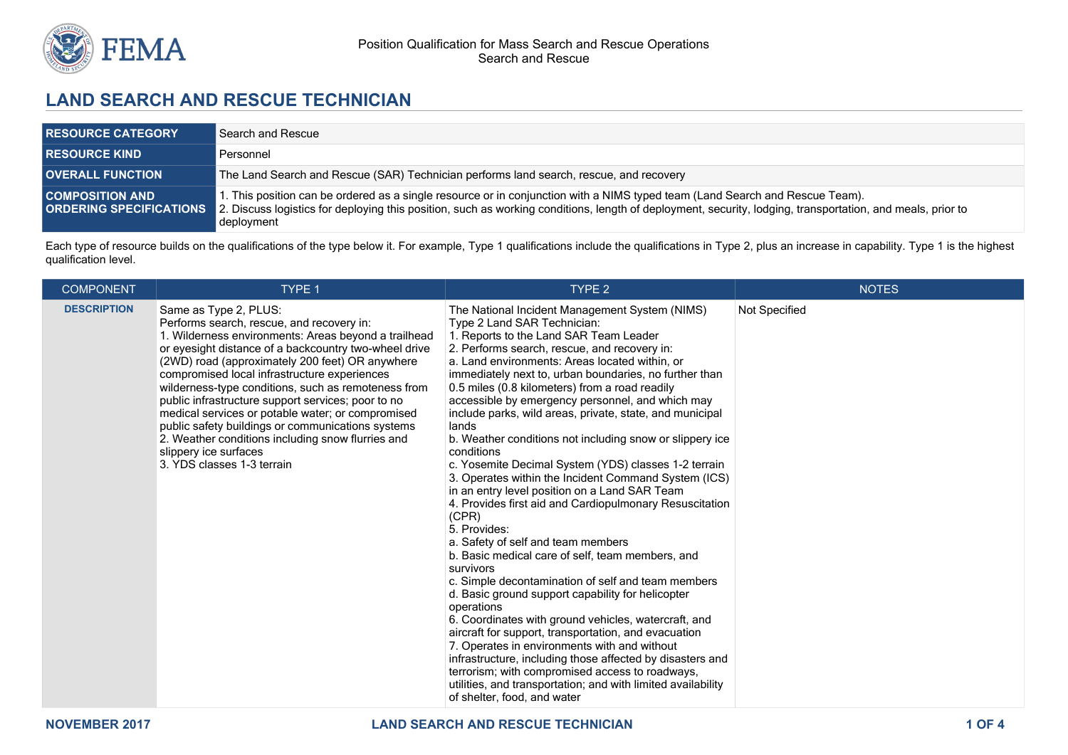# LAND SEARCH AND RESCUE TECHNICIAN

| | |
|---|---|
| **RESOURCE CATEGORY** | Search and Rescue |
| **RESOURCE KIND** | Personnel |
| **OVERALL FUNCTION** | The Land Search and Rescue (SAR) Technician performs land search, rescue, and recovery |
| **COMPOSITION AND ORDERING SPECIFICATIONS** | 1. This position can be ordered as a single resource or in conjunction with a NIMS typed team (Land Search and Rescue Team).<br>2. Discuss logistics for deploying this position, such as working conditions, length of deployment, security, lodging, transportation, and meals, prior to deployment |

Each type of resource builds on the qualifications of the type below it. For example, Type 1 qualifications include the qualifications in Type 2, plus an increase in capability. Type 1 is the highest qualification level.

| COMPONENT | TYPE 1 | TYPE 2 | NOTES |
|---|---|---|---|
| **DESCRIPTION** | Same as Type 2, PLUS:<br>Performs search, rescue, and recovery in:<br>1. Wilderness environments: Areas beyond a trailhead or eyesight distance of a backcountry two-wheel drive (2WD) road (approximately 200 feet) OR anywhere compromised local infrastructure experiences wilderness-type conditions, such as remoteness from public infrastructure support services; poor to no medical services or potable water; or compromised public safety buildings or communications systems<br>2. Weather conditions including snow flurries and slippery ice surfaces<br>3. YDS classes 1-3 terrain | The National Incident Management System (NIMS) Type 2 Land SAR Technician:<br>1. Reports to the Land SAR Team Leader<br>2. Performs search, rescue, and recovery in:<br>a. Land environments: Areas located within, or immediately next to, urban boundaries, no further than 0.5 miles (0.8 kilometers) from a road readily accessible by emergency personnel, and which may include parks, wild areas, private, state, and municipal lands<br>b. Weather conditions not including snow or slippery ice conditions<br>c. Yosemite Decimal System (YDS) classes 1-2 terrain<br>3. Operates within the Incident Command System (ICS) in an entry level position on a Land SAR Team<br>4. Provides first aid and Cardiopulmonary Resuscitation (CPR)<br>5. Provides:<br>a. Safety of self and team members<br>b. Basic medical care of self, team members, and survivors<br>c. Simple decontamination of self and team members<br>d. Basic ground support capability for helicopter operations<br>6. Coordinates with ground vehicles, watercraft, and aircraft for support, transportation, and evacuation<br>7. Operates in environments with and without infrastructure, including those affected by disasters and terrorism; with compromised access to roadways, utilities, and transportation; and with limited availability of shelter, food, and water | Not Specified |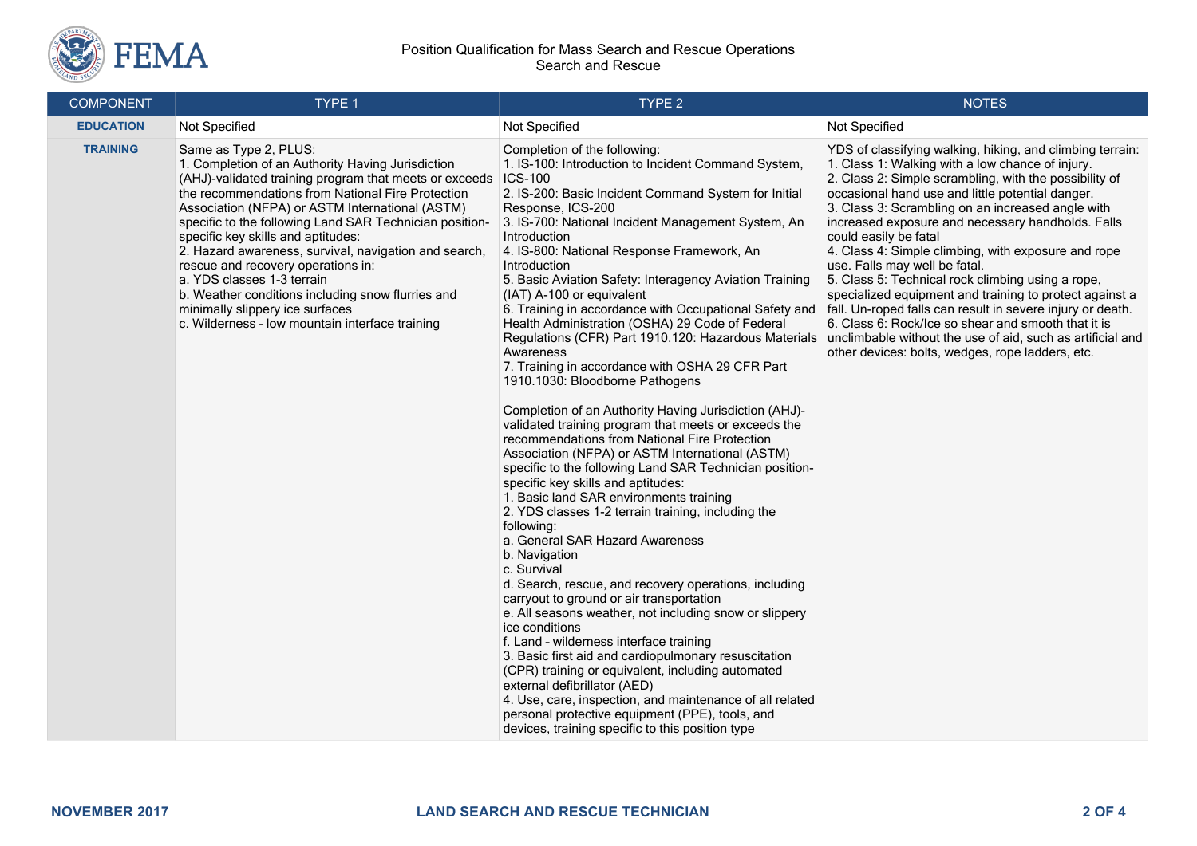Position Qualification for Mass Search and Rescue Operations
Search and Rescue

| COMPONENT | TYPE 1 | TYPE 2 | NOTES |
|---|---|---|---|
| **EDUCATION** | Not Specified | Not Specified | Not Specified |
| **TRAINING** | Same as Type 2, PLUS:<br>1. Completion of an Authority Having Jurisdiction (AHJ)-validated training program that meets or exceeds the recommendations from National Fire Protection Association (NFPA) or ASTM International (ASTM) specific to the following Land SAR Technician position-specific key skills and aptitudes:<br>2. Hazard awareness, survival, navigation and search, rescue and recovery operations in:<br>a. YDS classes 1-3 terrain<br>b. Weather conditions including snow flurries and minimally slippery ice surfaces<br>c. Wilderness – low mountain interface training | Completion of the following:<br>1. IS-100: Introduction to Incident Command System, ICS-100<br>2. IS-200: Basic Incident Command System for Initial Response, ICS-200<br>3. IS-700: National Incident Management System, An Introduction<br>4. IS-800: National Response Framework, An Introduction<br>5. Basic Aviation Safety: Interagency Aviation Training (IAT) A-100 or equivalent<br>6. Training in accordance with Occupational Safety and Health Administration (OSHA) 29 Code of Federal Regulations (CFR) Part 1910.120: Hazardous Materials Awareness<br>7. Training in accordance with OSHA 29 CFR Part 1910.1030: Bloodborne Pathogens<br><br>Completion of an Authority Having Jurisdiction (AHJ)-validated training program that meets or exceeds the recommendations from National Fire Protection Association (NFPA) or ASTM International (ASTM) specific to the following Land SAR Technician position-specific key skills and aptitudes:<br>1. Basic land SAR environments training<br>2. YDS classes 1-2 terrain training, including the following:<br>a. General SAR Hazard Awareness<br>b. Navigation<br>c. Survival<br>d. Search, rescue, and recovery operations, including carryout to ground or air transportation<br>e. All seasons weather, not including snow or slippery ice conditions<br>f. Land – wilderness interface training<br>3. Basic first aid and cardiopulmonary resuscitation (CPR) training or equivalent, including automated external defibrillator (AED)<br>4. Use, care, inspection, and maintenance of all related personal protective equipment (PPE), tools, and devices, training specific to this position type | YDS of classifying walking, hiking, and climbing terrain:<br>1. Class 1: Walking with a low chance of injury.<br>2. Class 2: Simple scrambling, with the possibility of occasional hand use and little potential danger.<br>3. Class 3: Scrambling on an increased angle with increased exposure and necessary handholds. Falls could easily be fatal<br>4. Class 4: Simple climbing, with exposure and rope use. Falls may well be fatal.<br>5. Class 5: Technical rock climbing using a rope, specialized equipment and training to protect against a fall. Un-roped falls can result in severe injury or death.<br>6. Class 6: Rock/Ice so shear and smooth that it is unclimbable without the use of aid, such as artificial and other devices: bolts, wedges, rope ladders, etc. |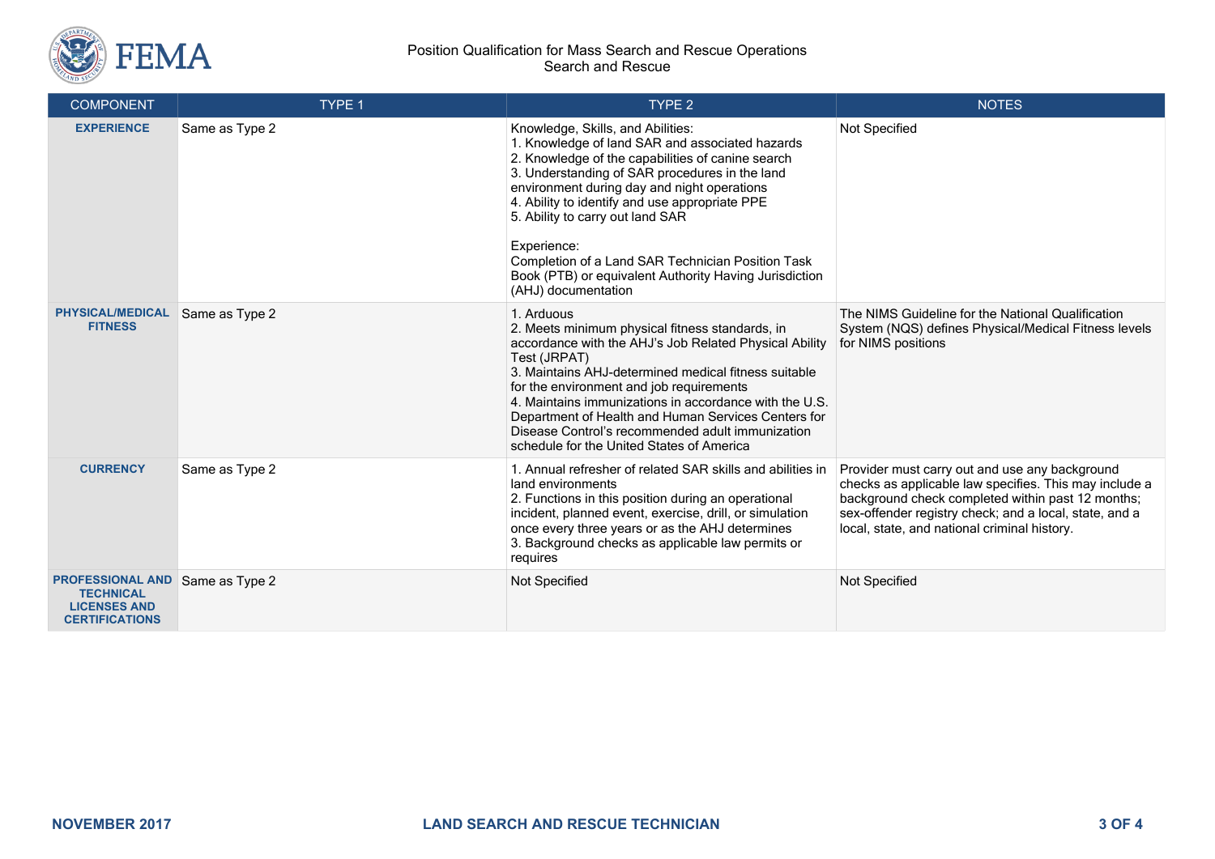| COMPONENT | TYPE 1 | TYPE 2 | NOTES |
|---|---|---|---|
| **EXPERIENCE** | Same as Type 2 | Knowledge, Skills, and Abilities:<br>1. Knowledge of land SAR and associated hazards<br>2. Knowledge of the capabilities of canine search<br>3. Understanding of SAR procedures in the land environment during day and night operations<br>4. Ability to identify and use appropriate PPE<br>5. Ability to carry out land SAR<br><br>Experience:<br>Completion of a Land SAR Technician Position Task Book (PTB) or equivalent Authority Having Jurisdiction (AHJ) documentation | Not Specified |
| **PHYSICAL/MEDICAL FITNESS** | Same as Type 2 | 1. Arduous<br>2. Meets minimum physical fitness standards, in accordance with the AHJ's Job Related Physical Ability Test (JRPAT)<br>3. Maintains AHJ-determined medical fitness suitable for the environment and job requirements<br>4. Maintains immunizations in accordance with the U.S. Department of Health and Human Services Centers for Disease Control's recommended adult immunization schedule for the United States of America | The NIMS Guideline for the National Qualification System (NQS) defines Physical/Medical Fitness levels for NIMS positions |
| **CURRENCY** | Same as Type 2 | 1. Annual refresher of related SAR skills and abilities in land environments<br>2. Functions in this position during an operational incident, planned event, exercise, drill, or simulation once every three years or as the AHJ determines<br>3. Background checks as applicable law permits or requires | Provider must carry out and use any background checks as applicable law specifies. This may include a background check completed within past 12 months; sex-offender registry check; and a local, state, and a local, state, and national criminal history. |
| **PROFESSIONAL AND TECHNICAL LICENSES AND CERTIFICATIONS** | Same as Type 2 | Not Specified | Not Specified |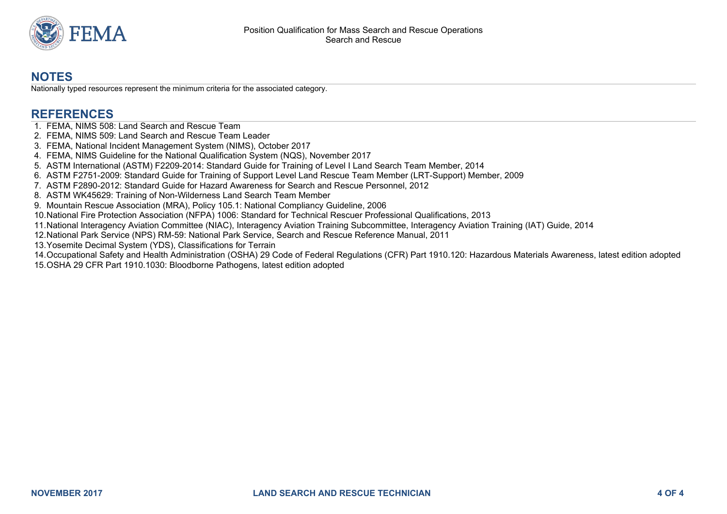## NOTES

Nationally typed resources represent the minimum criteria for the associated category.

## REFERENCES

1. FEMA, NIMS 508: Land Search and Rescue Team
2. FEMA, NIMS 509: Land Search and Rescue Team Leader
3. FEMA, National Incident Management System (NIMS), October 2017
4. FEMA, NIMS Guideline for the National Qualification System (NQS), November 2017
5. ASTM International (ASTM) F2209-2014: Standard Guide for Training of Level I Land Search Team Member, 2014
6. ASTM F2751-2009: Standard Guide for Training of Support Level Land Rescue Team Member (LRT-Support) Member, 2009
7. ASTM F2890-2012: Standard Guide for Hazard Awareness for Search and Rescue Personnel, 2012
8. ASTM WK45629: Training of Non-Wilderness Land Search Team Member
9. Mountain Rescue Association (MRA), Policy 105.1: National Compliancy Guideline, 2006
10. National Fire Protection Association (NFPA) 1006: Standard for Technical Rescuer Professional Qualifications, 2013
11. National Interagency Aviation Committee (NIAC), Interagency Aviation Training Subcommittee, Interagency Aviation Training (IAT) Guide, 2014
12. National Park Service (NPS) RM-59: National Park Service, Search and Rescue Reference Manual, 2011
13. Yosemite Decimal System (YDS), Classifications for Terrain
14. Occupational Safety and Health Administration (OSHA) 29 Code of Federal Regulations (CFR) Part 1910.120: Hazardous Materials Awareness, latest edition adopted
15. OSHA 29 CFR Part 1910.1030: Bloodborne Pathogens, latest edition adopted